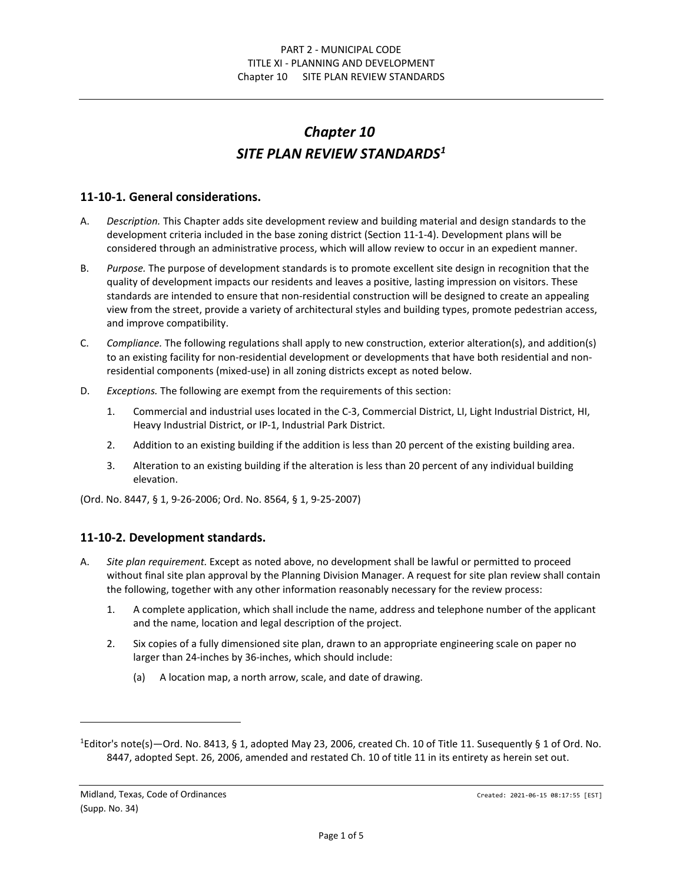# Chapter 10

# SITE PLAN REVIEW STANDARDS[1]

## 11-10-1. General considerations.

A. *Description.* This Chapter adds site development review and building material and design standards to the development criteria included in the base zoning district (Section 11-1-4). Development plans will be considered through an administrative process, which will allow review to occur in an expedient manner.

B. *Purpose.* The purpose of development standards is to promote excellent site design in recognition that the quality of development impacts our residents and leaves a positive, lasting impression on visitors. These standards are intended to ensure that non-residential construction will be designed to create an appealing view from the street, provide a variety of architectural styles and building types, promote pedestrian access, and improve compatibility.

C. *Compliance.* The following regulations shall apply to new construction, exterior alteration(s), and addition(s) to an existing facility for non-residential development or developments that have both residential and non-residential components (mixed-use) in all zoning districts except as noted below.

D. *Exceptions.* The following are exempt from the requirements of this section:

   1. Commercial and industrial uses located in the C-3, Commercial District, LI, Light Industrial District, HI, Heavy Industrial District, or IP-1, Industrial Park District.

   2. Addition to an existing building if the addition is less than 20 percent of the existing building area.

   3. Alteration to an existing building if the alteration is less than 20 percent of any individual building elevation.

(Ord. No. 8447, § 1, 9-26-2006; Ord. No. 8564, § 1, 9-25-2007)

## 11-10-2. Development standards.

A. *Site plan requirement.* Except as noted above, no development shall be lawful or permitted to proceed without final site plan approval by the Planning Division Manager. A request for site plan review shall contain the following, together with any other information reasonably necessary for the review process:

   1. A complete application, which shall include the name, address and telephone number of the applicant and the name, location and legal description of the project.

   2. Six copies of a fully dimensioned site plan, drawn to an appropriate engineering scale on paper no larger than 24-inches by 36-inches, which should include:

      (a) A location map, a north arrow, scale, and date of drawing.

---

[1]Editor's note(s)—Ord. No. 8413, § 1, adopted May 23, 2006, created Ch. 10 of Title 11. Susequently § 1 of Ord. No. 8447, adopted Sept. 26, 2006, amended and restated Ch. 10 of title 11 in its entirety as herein set out.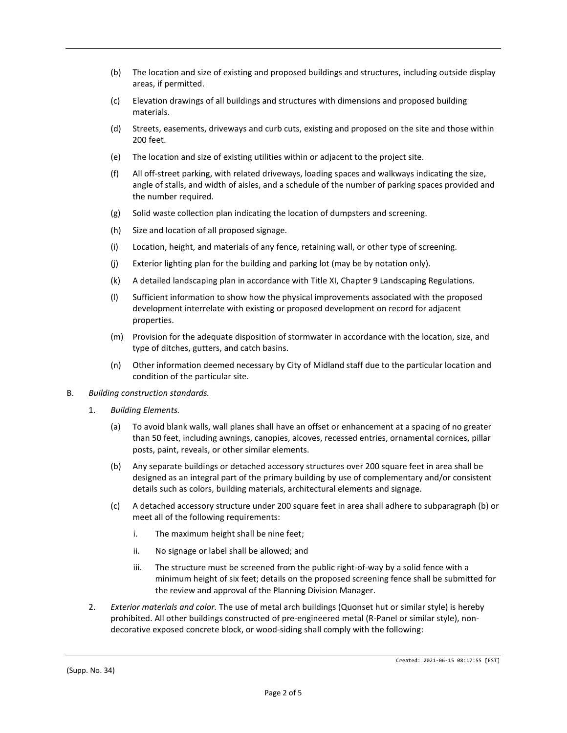(b) The location and size of existing and proposed buildings and structures, including outside display areas, if permitted.

(c) Elevation drawings of all buildings and structures with dimensions and proposed building materials.

(d) Streets, easements, driveways and curb cuts, existing and proposed on the site and those within 200 feet.

(e) The location and size of existing utilities within or adjacent to the project site.

(f) All off-street parking, with related driveways, loading spaces and walkways indicating the size, angle of stalls, and width of aisles, and a schedule of the number of parking spaces provided and the number required.

(g) Solid waste collection plan indicating the location of dumpsters and screening.

(h) Size and location of all proposed signage.

(i) Location, height, and materials of any fence, retaining wall, or other type of screening.

(j) Exterior lighting plan for the building and parking lot (may be by notation only).

(k) A detailed landscaping plan in accordance with Title XI, Chapter 9 Landscaping Regulations.

(l) Sufficient information to show how the physical improvements associated with the proposed development interrelate with existing or proposed development on record for adjacent properties.

(m) Provision for the adequate disposition of stormwater in accordance with the location, size, and type of ditches, gutters, and catch basins.

(n) Other information deemed necessary by City of Midland staff due to the particular location and condition of the particular site.

B. *Building construction standards.*

1. *Building Elements.*

(a) To avoid blank walls, wall planes shall have an offset or enhancement at a spacing of no greater than 50 feet, including awnings, canopies, alcoves, recessed entries, ornamental cornices, pillar posts, paint, reveals, or other similar elements.

(b) Any separate buildings or detached accessory structures over 200 square feet in area shall be designed as an integral part of the primary building by use of complementary and/or consistent details such as colors, building materials, architectural elements and signage.

(c) A detached accessory structure under 200 square feet in area shall adhere to subparagraph (b) or meet all of the following requirements:

i. The maximum height shall be nine feet;

ii. No signage or label shall be allowed; and

iii. The structure must be screened from the public right-of-way by a solid fence with a minimum height of six feet; details on the proposed screening fence shall be submitted for the review and approval of the Planning Division Manager.

2. *Exterior materials and color.* The use of metal arch buildings (Quonset hut or similar style) is hereby prohibited. All other buildings constructed of pre-engineered metal (R-Panel or similar style), non-decorative exposed concrete block, or wood-siding shall comply with the following: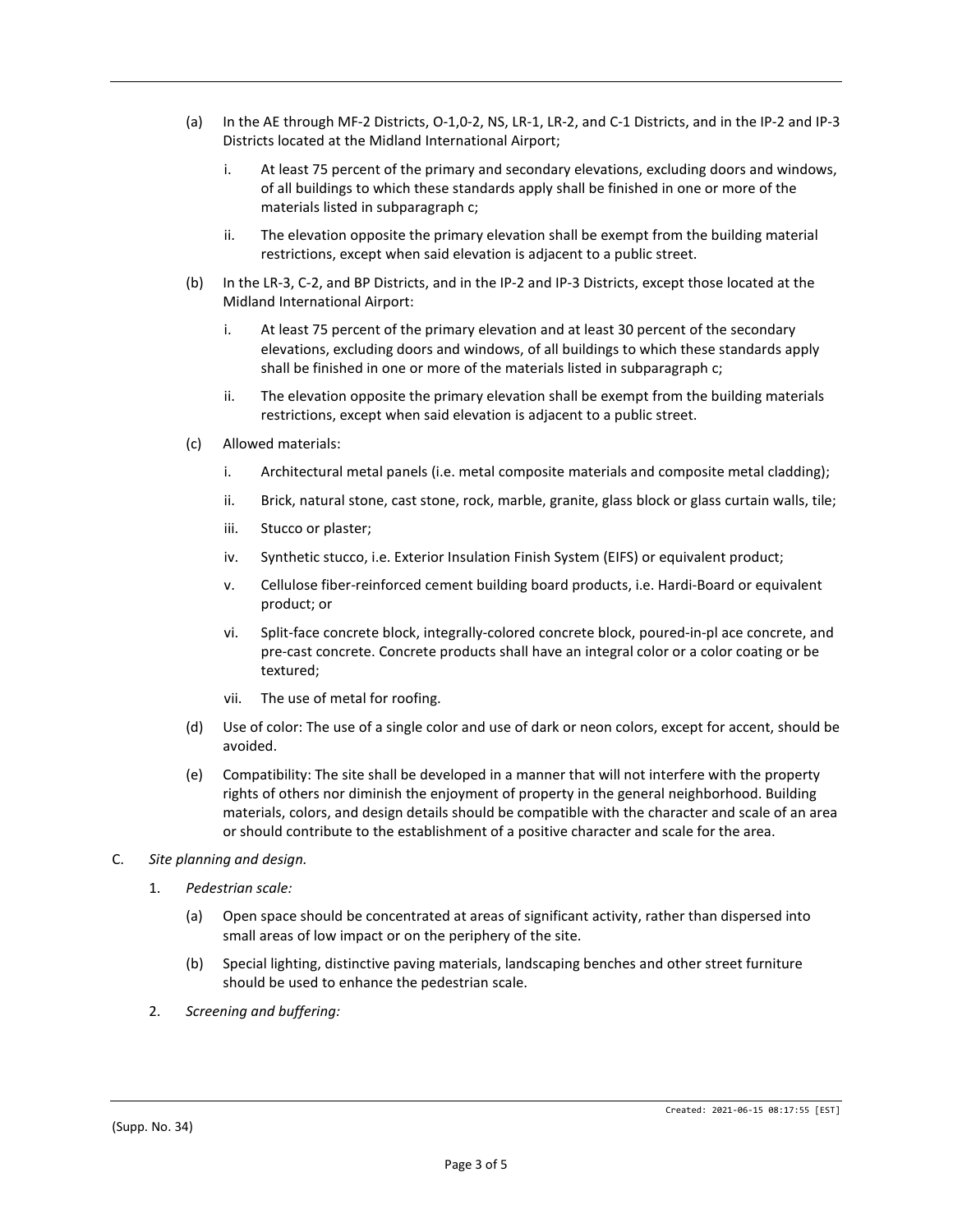(a) In the AE through MF-2 Districts, O-1,0-2, NS, LR-1, LR-2, and C-1 Districts, and in the IP-2 and IP-3 Districts located at the Midland International Airport;

   i. At least 75 percent of the primary and secondary elevations, excluding doors and windows, of all buildings to which these standards apply shall be finished in one or more of the materials listed in subparagraph c;

   ii. The elevation opposite the primary elevation shall be exempt from the building material restrictions, except when said elevation is adjacent to a public street.

(b) In the LR-3, C-2, and BP Districts, and in the IP-2 and IP-3 Districts, except those located at the Midland International Airport:

   i. At least 75 percent of the primary elevation and at least 30 percent of the secondary elevations, excluding doors and windows, of all buildings to which these standards apply shall be finished in one or more of the materials listed in subparagraph c;

   ii. The elevation opposite the primary elevation shall be exempt from the building materials restrictions, except when said elevation is adjacent to a public street.

(c) Allowed materials:

   i. Architectural metal panels (i.e. metal composite materials and composite metal cladding);

   ii. Brick, natural stone, cast stone, rock, marble, granite, glass block or glass curtain walls, tile;

   iii. Stucco or plaster;

   iv. Synthetic stucco, i.e. Exterior Insulation Finish System (EIFS) or equivalent product;

   v. Cellulose fiber-reinforced cement building board products, i.e. Hardi-Board or equivalent product; or

   vi. Split-face concrete block, integrally-colored concrete block, poured-in-pl ace concrete, and pre-cast concrete. Concrete products shall have an integral color or a color coating or be textured;

   vii. The use of metal for roofing.

(d) Use of color: The use of a single color and use of dark or neon colors, except for accent, should be avoided.

(e) Compatibility: The site shall be developed in a manner that will not interfere with the property rights of others nor diminish the enjoyment of property in the general neighborhood. Building materials, colors, and design details should be compatible with the character and scale of an area or should contribute to the establishment of a positive character and scale for the area.

C. *Site planning and design.*

   1. *Pedestrian scale:*

   (a) Open space should be concentrated at areas of significant activity, rather than dispersed into small areas of low impact or on the periphery of the site.

   (b) Special lighting, distinctive paving materials, landscaping benches and other street furniture should be used to enhance the pedestrian scale.

   2. *Screening and buffering:*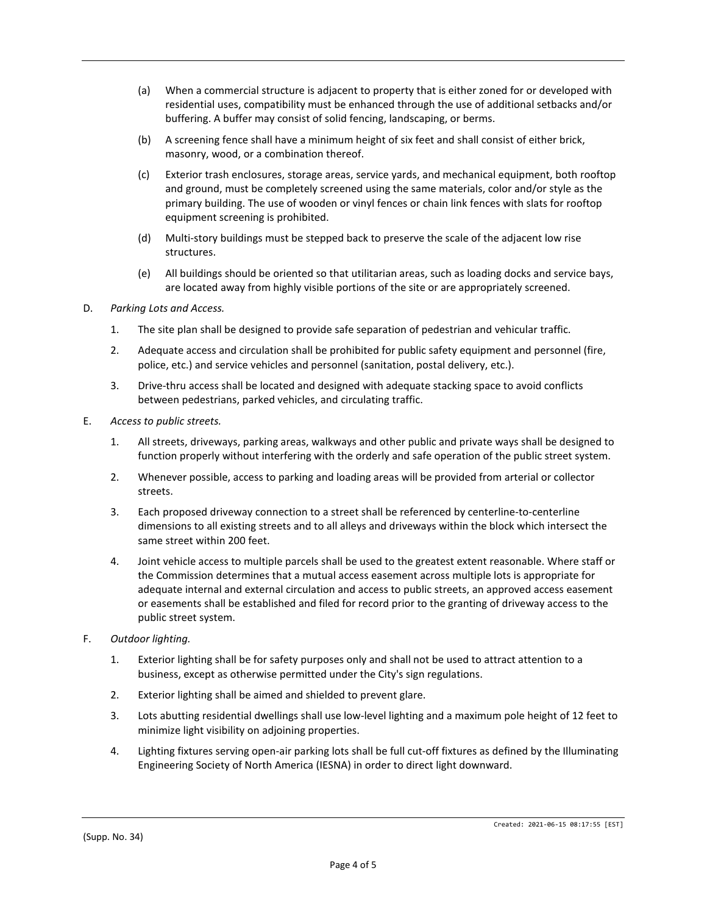(a) When a commercial structure is adjacent to property that is either zoned for or developed with residential uses, compatibility must be enhanced through the use of additional setbacks and/or buffering. A buffer may consist of solid fencing, landscaping, or berms.

(b) A screening fence shall have a minimum height of six feet and shall consist of either brick, masonry, wood, or a combination thereof.

(c) Exterior trash enclosures, storage areas, service yards, and mechanical equipment, both rooftop and ground, must be completely screened using the same materials, color and/or style as the primary building. The use of wooden or vinyl fences or chain link fences with slats for rooftop equipment screening is prohibited.

(d) Multi-story buildings must be stepped back to preserve the scale of the adjacent low rise structures.

(e) All buildings should be oriented so that utilitarian areas, such as loading docks and service bays, are located away from highly visible portions of the site or are appropriately screened.

D. *Parking Lots and Access.*

1. The site plan shall be designed to provide safe separation of pedestrian and vehicular traffic.
2. Adequate access and circulation shall be prohibited for public safety equipment and personnel (fire, police, etc.) and service vehicles and personnel (sanitation, postal delivery, etc.).
3. Drive-thru access shall be located and designed with adequate stacking space to avoid conflicts between pedestrians, parked vehicles, and circulating traffic.

E. *Access to public streets.*

1. All streets, driveways, parking areas, walkways and other public and private ways shall be designed to function properly without interfering with the orderly and safe operation of the public street system.
2. Whenever possible, access to parking and loading areas will be provided from arterial or collector streets.
3. Each proposed driveway connection to a street shall be referenced by centerline-to-centerline dimensions to all existing streets and to all alleys and driveways within the block which intersect the same street within 200 feet.
4. Joint vehicle access to multiple parcels shall be used to the greatest extent reasonable. Where staff or the Commission determines that a mutual access easement across multiple lots is appropriate for adequate internal and external circulation and access to public streets, an approved access easement or easements shall be established and filed for record prior to the granting of driveway access to the public street system.

F. *Outdoor lighting.*

1. Exterior lighting shall be for safety purposes only and shall not be used to attract attention to a business, except as otherwise permitted under the City's sign regulations.
2. Exterior lighting shall be aimed and shielded to prevent glare.
3. Lots abutting residential dwellings shall use low-level lighting and a maximum pole height of 12 feet to minimize light visibility on adjoining properties.
4. Lighting fixtures serving open-air parking lots shall be full cut-off fixtures as defined by the Illuminating Engineering Society of North America (IESNA) in order to direct light downward.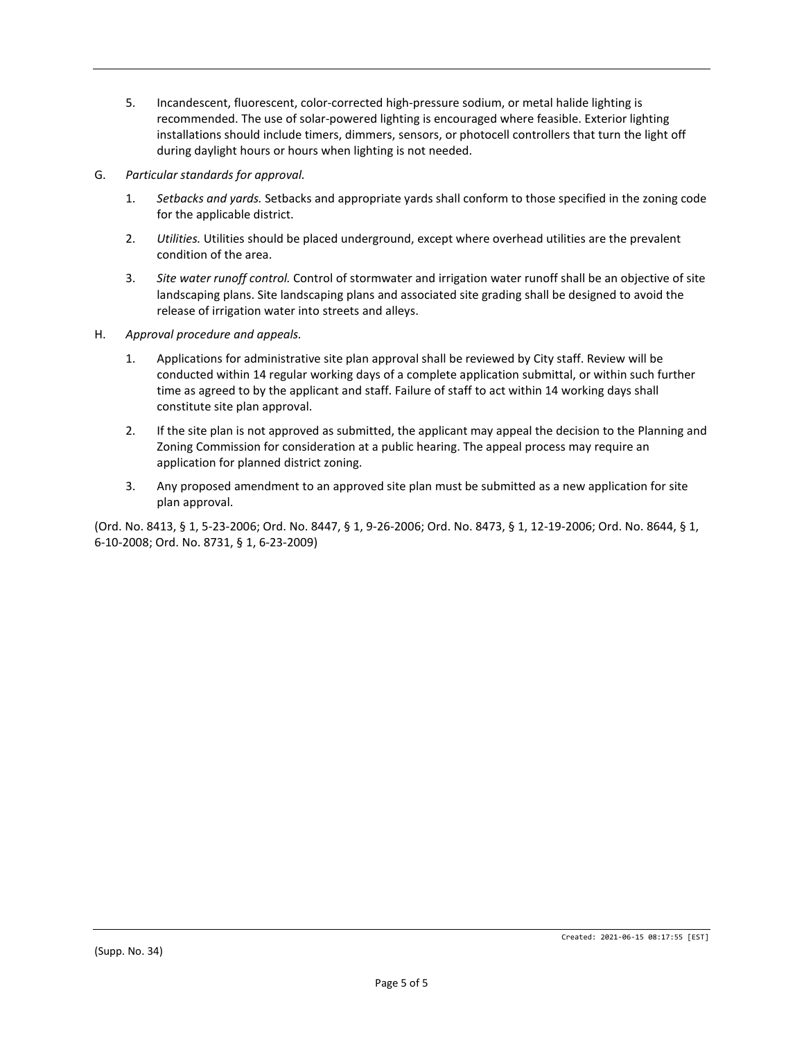5. Incandescent, fluorescent, color-corrected high-pressure sodium, or metal halide lighting is recommended. The use of solar-powered lighting is encouraged where feasible. Exterior lighting installations should include timers, dimmers, sensors, or photocell controllers that turn the light off during daylight hours or hours when lighting is not needed.

G. *Particular standards for approval.*

1. *Setbacks and yards.* Setbacks and appropriate yards shall conform to those specified in the zoning code for the applicable district.

2. *Utilities.* Utilities should be placed underground, except where overhead utilities are the prevalent condition of the area.

3. *Site water runoff control.* Control of stormwater and irrigation water runoff shall be an objective of site landscaping plans. Site landscaping plans and associated site grading shall be designed to avoid the release of irrigation water into streets and alleys.

H. *Approval procedure and appeals.*

1. Applications for administrative site plan approval shall be reviewed by City staff. Review will be conducted within 14 regular working days of a complete application submittal, or within such further time as agreed to by the applicant and staff. Failure of staff to act within 14 working days shall constitute site plan approval.

2. If the site plan is not approved as submitted, the applicant may appeal the decision to the Planning and Zoning Commission for consideration at a public hearing. The appeal process may require an application for planned district zoning.

3. Any proposed amendment to an approved site plan must be submitted as a new application for site plan approval.

(Ord. No. 8413, § 1, 5-23-2006; Ord. No. 8447, § 1, 9-26-2006; Ord. No. 8473, § 1, 12-19-2006; Ord. No. 8644, § 1, 6-10-2008; Ord. No. 8731, § 1, 6-23-2009)